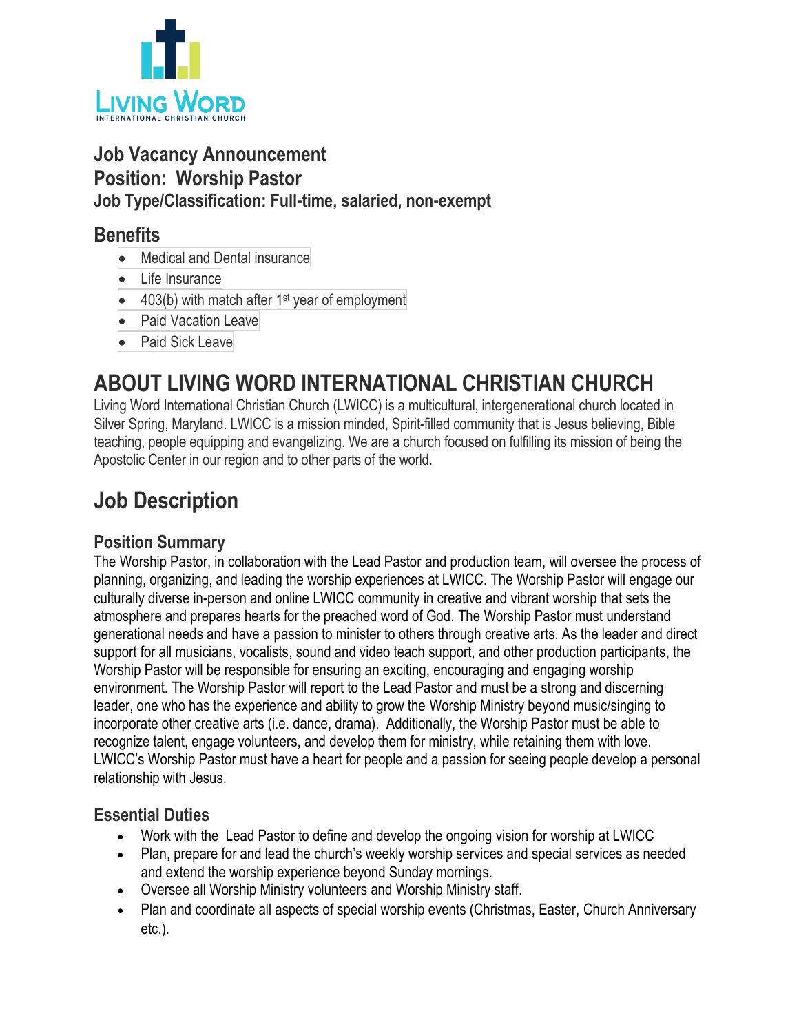LIVING WORD
INTERNATIONAL CHRISTIAN CHURCH

### Job Vacancy Announcement
### Position: Worship Pastor
**Job Type/Classification: Full-time, salaried, non-exempt**

## Benefits

- Medical and Dental insurance
- Life Insurance
- 403(b) with match after 1st year of employment
- Paid Vacation Leave
- Paid Sick Leave

# ABOUT LIVING WORD INTERNATIONAL CHRISTIAN CHURCH

Living Word International Christian Church (LWICC) is a multicultural, intergenerational church located in Silver Spring, Maryland. LWICC is a mission minded, Spirit-filled community that is Jesus believing, Bible teaching, people equipping and evangelizing. We are a church focused on fulfilling its mission of being the Apostolic Center in our region and to other parts of the world.

# Job Description

## Position Summary

The Worship Pastor, in collaboration with the Lead Pastor and production team, will oversee the process of planning, organizing, and leading the worship experiences at LWICC. The Worship Pastor will engage our culturally diverse in-person and online LWICC community in creative and vibrant worship that sets the atmosphere and prepares hearts for the preached word of God. The Worship Pastor must understand generational needs and have a passion to minister to others through creative arts. As the leader and direct support for all musicians, vocalists, sound and video teach support, and other production participants, the Worship Pastor will be responsible for ensuring an exciting, encouraging and engaging worship environment. The Worship Pastor will report to the Lead Pastor and must be a strong and discerning leader, one who has the experience and ability to grow the Worship Ministry beyond music/singing to incorporate other creative arts (i.e. dance, drama). Additionally, the Worship Pastor must be able to recognize talent, engage volunteers, and develop them for ministry, while retaining them with love. LWICC's Worship Pastor must have a heart for people and a passion for seeing people develop a personal relationship with Jesus.

## Essential Duties

- Work with the Lead Pastor to define and develop the ongoing vision for worship at LWICC
- Plan, prepare for and lead the church's weekly worship services and special services as needed and extend the worship experience beyond Sunday mornings.
- Oversee all Worship Ministry volunteers and Worship Ministry staff.
- Plan and coordinate all aspects of special worship events (Christmas, Easter, Church Anniversary etc.).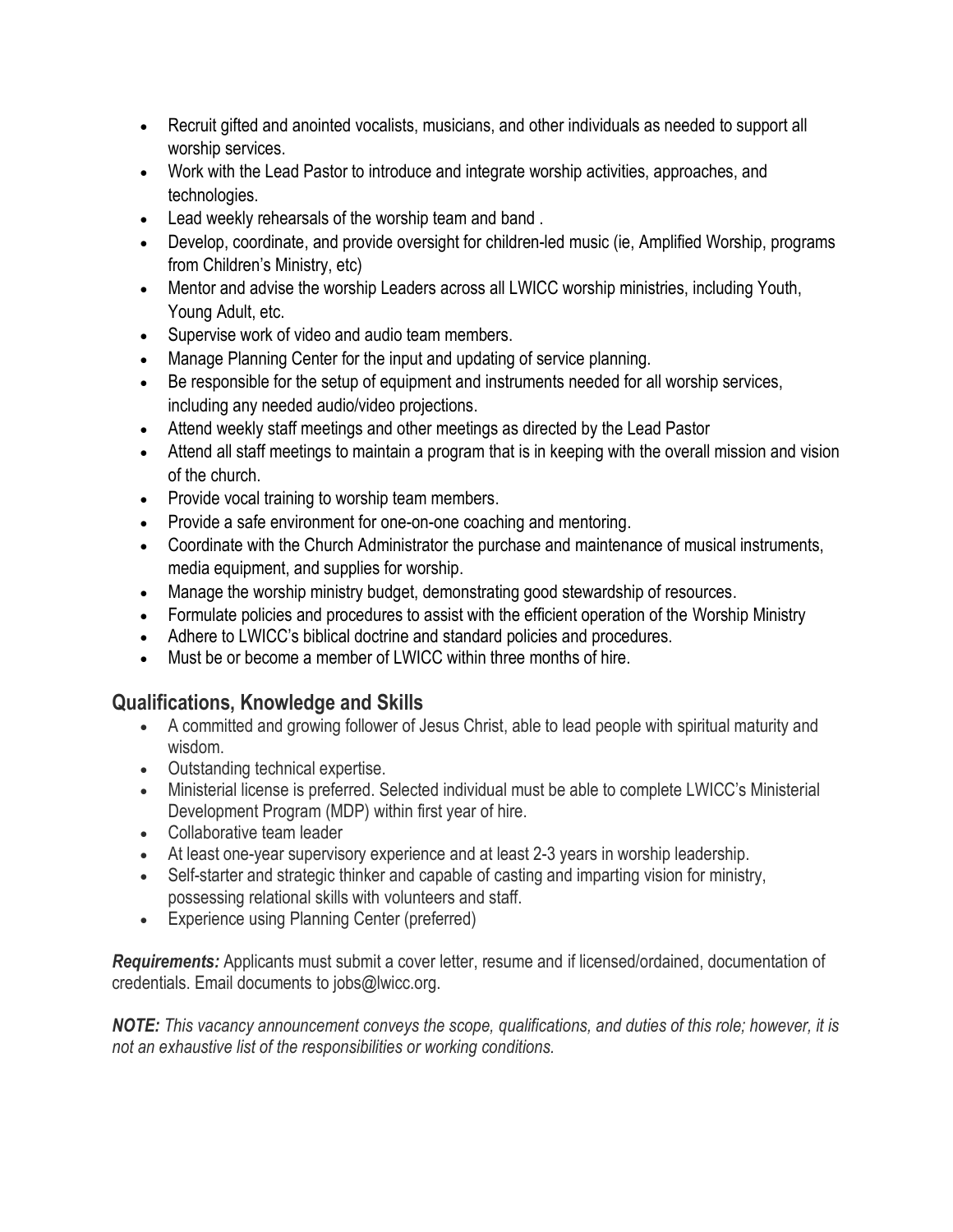- Recruit gifted and anointed vocalists, musicians, and other individuals as needed to support all worship services.
- Work with the Lead Pastor to introduce and integrate worship activities, approaches, and technologies.
- Lead weekly rehearsals of the worship team and band .
- Develop, coordinate, and provide oversight for children-led music (ie, Amplified Worship, programs from Children's Ministry, etc)
- Mentor and advise the worship Leaders across all LWICC worship ministries, including Youth, Young Adult, etc.
- Supervise work of video and audio team members.
- Manage Planning Center for the input and updating of service planning.
- Be responsible for the setup of equipment and instruments needed for all worship services, including any needed audio/video projections.
- Attend weekly staff meetings and other meetings as directed by the Lead Pastor
- Attend all staff meetings to maintain a program that is in keeping with the overall mission and vision of the church.
- Provide vocal training to worship team members.
- Provide a safe environment for one-on-one coaching and mentoring.
- Coordinate with the Church Administrator the purchase and maintenance of musical instruments, media equipment, and supplies for worship.
- Manage the worship ministry budget, demonstrating good stewardship of resources.
- Formulate policies and procedures to assist with the efficient operation of the Worship Ministry
- Adhere to LWICC's biblical doctrine and standard policies and procedures.
- Must be or become a member of LWICC within three months of hire.

## Qualifications, Knowledge and Skills

- A committed and growing follower of Jesus Christ, able to lead people with spiritual maturity and wisdom.
- Outstanding technical expertise.
- Ministerial license is preferred. Selected individual must be able to complete LWICC's Ministerial Development Program (MDP) within first year of hire.
- Collaborative team leader
- At least one-year supervisory experience and at least 2-3 years in worship leadership.
- Self-starter and strategic thinker and capable of casting and imparting vision for ministry, possessing relational skills with volunteers and staff.
- Experience using Planning Center (preferred)

***Requirements:*** Applicants must submit a cover letter, resume and if licensed/ordained, documentation of credentials. Email documents to jobs@lwicc.org.

***NOTE:*** *This vacancy announcement conveys the scope, qualifications, and duties of this role; however, it is not an exhaustive list of the responsibilities or working conditions.*